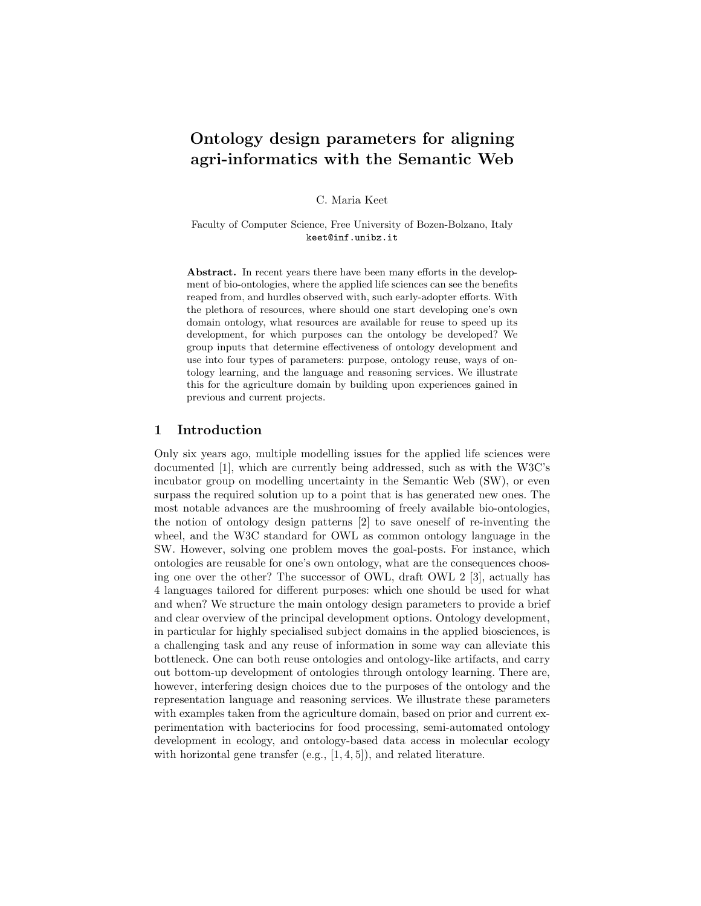# Ontology design parameters for aligning agri-informatics with the Semantic Web

C. Maria Keet

Faculty of Computer Science, Free University of Bozen-Bolzano, Italy
keet@inf.unibz.it

**Abstract.** In recent years there have been many efforts in the development of bio-ontologies, where the applied life sciences can see the benefits reaped from, and hurdles observed with, such early-adopter efforts. With the plethora of resources, where should one start developing one's own domain ontology, what resources are available for reuse to speed up its development, for which purposes can the ontology be developed? We group inputs that determine effectiveness of ontology development and use into four types of parameters: purpose, ontology reuse, ways of ontology learning, and the language and reasoning services. We illustrate this for the agriculture domain by building upon experiences gained in previous and current projects.

## 1 Introduction

Only six years ago, multiple modelling issues for the applied life sciences were documented [1], which are currently being addressed, such as with the W3C's incubator group on modelling uncertainty in the Semantic Web (SW), or even surpass the required solution up to a point that is has generated new ones. The most notable advances are the mushrooming of freely available bio-ontologies, the notion of ontology design patterns [2] to save oneself of re-inventing the wheel, and the W3C standard for OWL as common ontology language in the SW. However, solving one problem moves the goal-posts. For instance, which ontologies are reusable for one's own ontology, what are the consequences choosing one over the other? The successor of OWL, draft OWL 2 [3], actually has 4 languages tailored for different purposes: which one should be used for what and when? We structure the main ontology design parameters to provide a brief and clear overview of the principal development options. Ontology development, in particular for highly specialised subject domains in the applied biosciences, is a challenging task and any reuse of information in some way can alleviate this bottleneck. One can both reuse ontologies and ontology-like artifacts, and carry out bottom-up development of ontologies through ontology learning. There are, however, interfering design choices due to the purposes of the ontology and the representation language and reasoning services. We illustrate these parameters with examples taken from the agriculture domain, based on prior and current experimentation with bacteriocins for food processing, semi-automated ontology development in ecology, and ontology-based data access in molecular ecology with horizontal gene transfer (e.g., [1, 4, 5]), and related literature.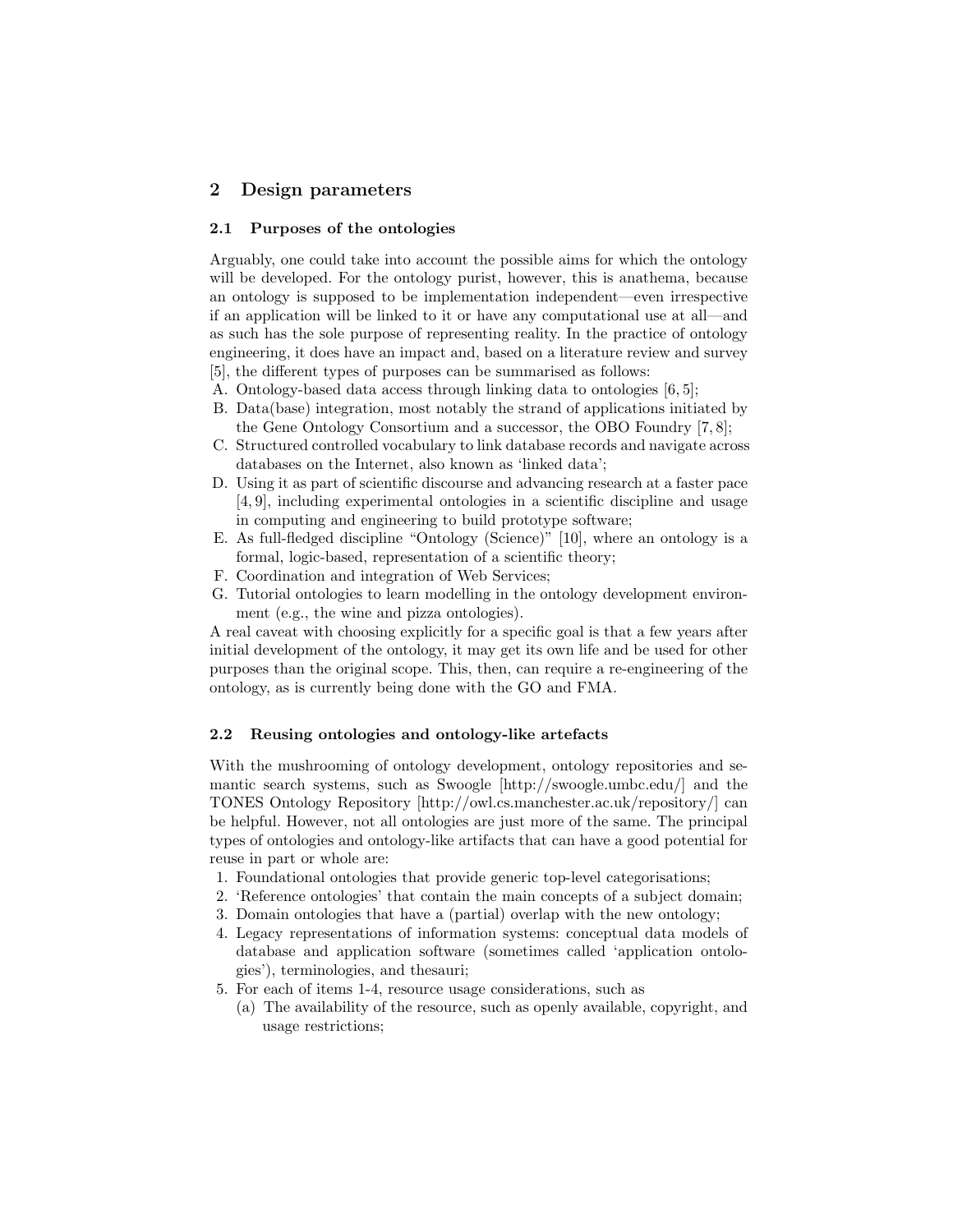## 2 Design parameters

### 2.1 Purposes of the ontologies

Arguably, one could take into account the possible aims for which the ontology will be developed. For the ontology purist, however, this is anathema, because an ontology is supposed to be implementation independent—even irrespective if an application will be linked to it or have any computational use at all—and as such has the sole purpose of representing reality. In the practice of ontology engineering, it does have an impact and, based on a literature review and survey [5], the different types of purposes can be summarised as follows:

A. Ontology-based data access through linking data to ontologies [6, 5];
B. Data(base) integration, most notably the strand of applications initiated by the Gene Ontology Consortium and a successor, the OBO Foundry [7, 8];
C. Structured controlled vocabulary to link database records and navigate across databases on the Internet, also known as 'linked data';
D. Using it as part of scientific discourse and advancing research at a faster pace [4, 9], including experimental ontologies in a scientific discipline and usage in computing and engineering to build prototype software;
E. As full-fledged discipline "Ontology (Science)" [10], where an ontology is a formal, logic-based, representation of a scientific theory;
F. Coordination and integration of Web Services;
G. Tutorial ontologies to learn modelling in the ontology development environment (e.g., the wine and pizza ontologies).

A real caveat with choosing explicitly for a specific goal is that a few years after initial development of the ontology, it may get its own life and be used for other purposes than the original scope. This, then, can require a re-engineering of the ontology, as is currently being done with the GO and FMA.

### 2.2 Reusing ontologies and ontology-like artefacts

With the mushrooming of ontology development, ontology repositories and semantic search systems, such as Swoogle [http://swoogle.umbc.edu/] and the TONES Ontology Repository [http://owl.cs.manchester.ac.uk/repository/] can be helpful. However, not all ontologies are just more of the same. The principal types of ontologies and ontology-like artifacts that can have a good potential for reuse in part or whole are:

1. Foundational ontologies that provide generic top-level categorisations;
2. 'Reference ontologies' that contain the main concepts of a subject domain;
3. Domain ontologies that have a (partial) overlap with the new ontology;
4. Legacy representations of information systems: conceptual data models of database and application software (sometimes called 'application ontologies'), terminologies, and thesauri;
5. For each of items 1-4, resource usage considerations, such as
   (a) The availability of the resource, such as openly available, copyright, and usage restrictions;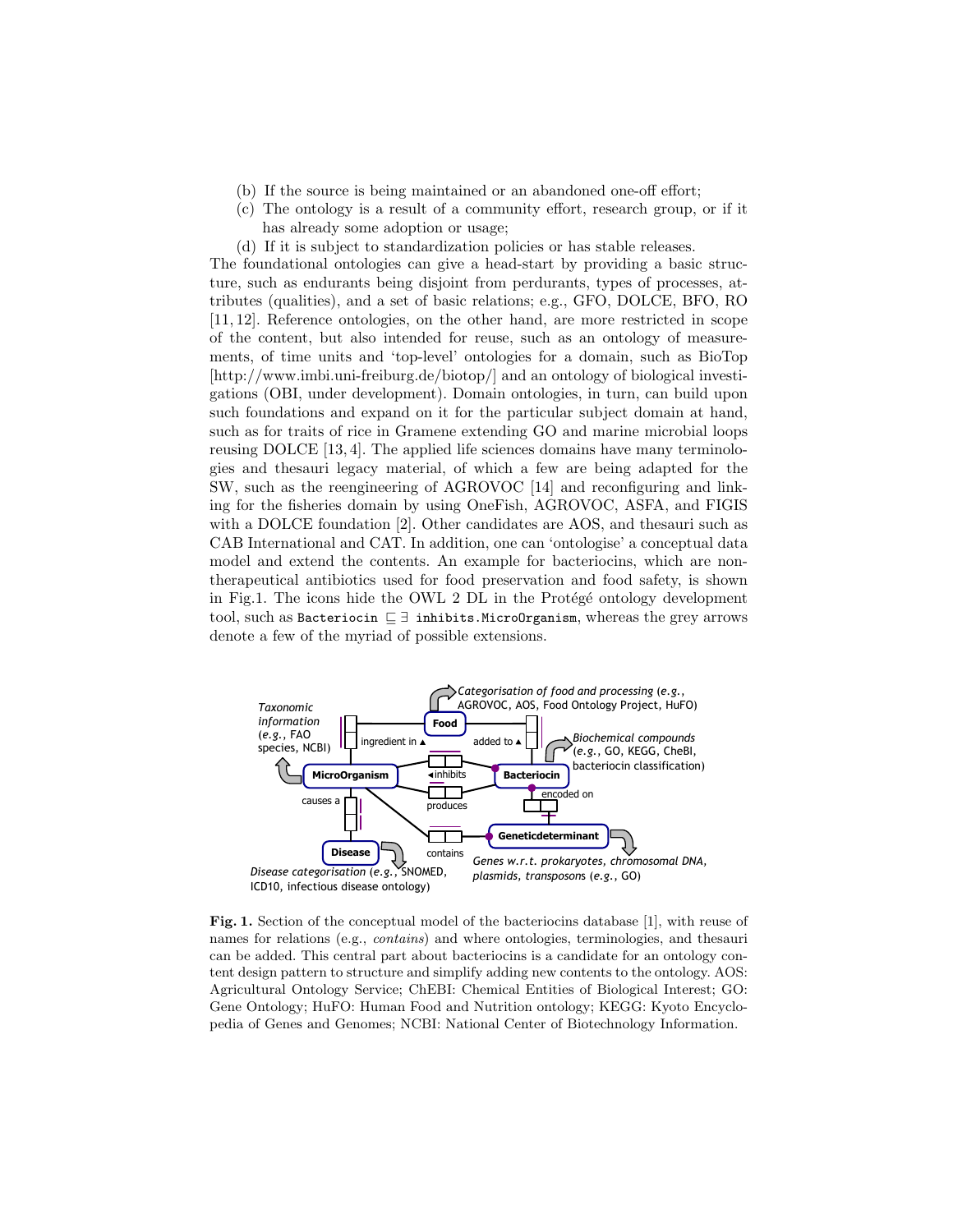(b) If the source is being maintained or an abandoned one-off effort;
(c) The ontology is a result of a community effort, research group, or if it has already some adoption or usage;
(d) If it is subject to standardization policies or has stable releases.

The foundational ontologies can give a head-start by providing a basic structure, such as endurants being disjoint from perdurants, types of processes, attributes (qualities), and a set of basic relations; e.g., GFO, DOLCE, BFO, RO [11, 12]. Reference ontologies, on the other hand, are more restricted in scope of the content, but also intended for reuse, such as an ontology of measurements, of time units and 'top-level' ontologies for a domain, such as BioTop [http://www.imbi.uni-freiburg.de/biotop/] and an ontology of biological investigations (OBI, under development). Domain ontologies, in turn, can build upon such foundations and expand on it for the particular subject domain at hand, such as for traits of rice in Gramene extending GO and marine microbial loops reusing DOLCE [13, 4]. The applied life sciences domains have many terminologies and thesauri legacy material, of which a few are being adapted for the SW, such as the reengineering of AGROVOC [14] and reconfiguring and linking for the fisheries domain by using OneFish, AGROVOC, ASFA, and FIGIS with a DOLCE foundation [2]. Other candidates are AOS, and thesauri such as CAB International and CAT. In addition, one can 'ontologise' a conceptual data model and extend the contents. An example for bacteriocins, which are non-therapeutical antibiotics used for food preservation and food safety, is shown in Fig.1. The icons hide the OWL 2 DL in the Protégé ontology development tool, such as `Bacteriocin` $\sqsubseteq \exists$ `inhibits.MicroOrganism`, whereas the grey arrows denote a few of the myriad of possible extensions.

Taxonomic information (e.g., FAO species, NCBI)

Categorisation of food and processing (e.g., AGROVOC, AOS, Food Ontology Project, HuFO)

Food

ingredient in ▲

added to ▲

Biochemical compounds (e.g., GO, KEGG, CheBI, bacteriocin classification)

MicroOrganism

◄inhibits

Bacteriocin

produces

encoded on

causes a

contains

Geneticdeterminant

Disease

Disease categorisation (e.g., SNOMED, ICD10, infectious disease ontology)

Genes w.r.t. prokaryotes, chromosomal DNA, plasmids, transposons (e.g., GO)

**Fig. 1.** Section of the conceptual model of the bacteriocins database [1], with reuse of names for relations (e.g., *contains*) and where ontologies, terminologies, and thesauri can be added. This central part about bacteriocins is a candidate for an ontology content design pattern to structure and simplify adding new contents to the ontology. AOS: Agricultural Ontology Service; ChEBI: Chemical Entities of Biological Interest; GO: Gene Ontology; HuFO: Human Food and Nutrition ontology; KEGG: Kyoto Encyclopedia of Genes and Genomes; NCBI: National Center of Biotechnology Information.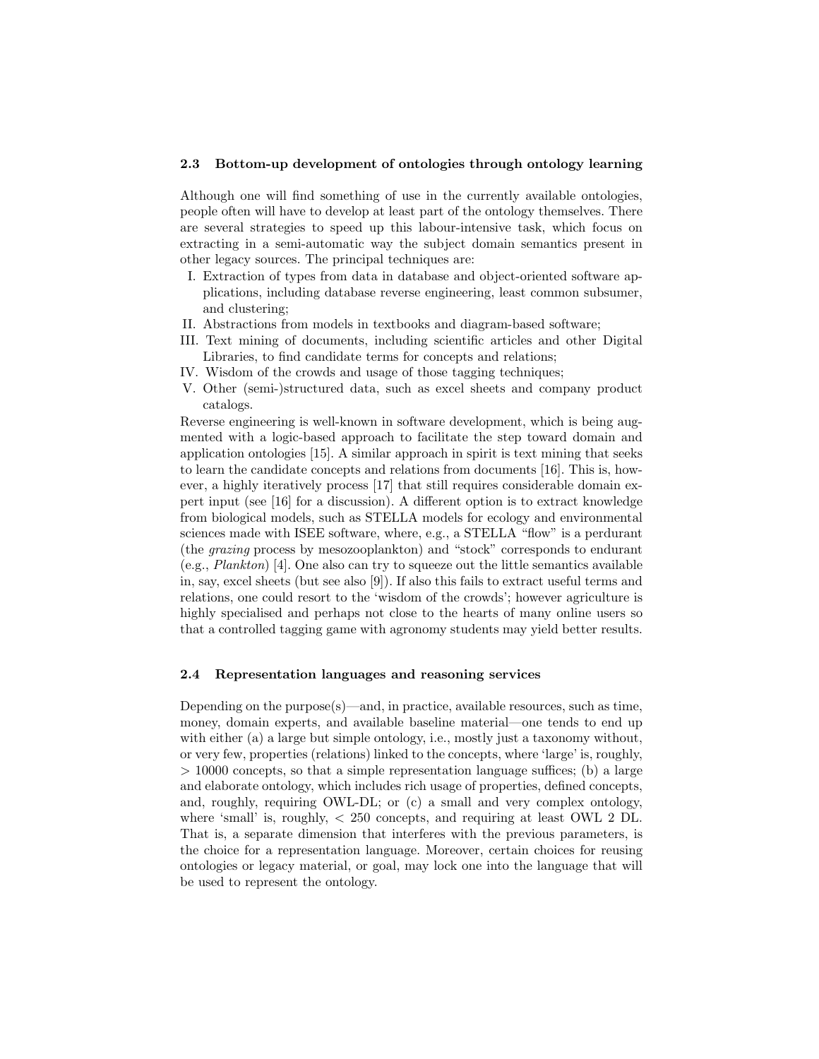### 2.3 Bottom-up development of ontologies through ontology learning

Although one will find something of use in the currently available ontologies, people often will have to develop at least part of the ontology themselves. There are several strategies to speed up this labour-intensive task, which focus on extracting in a semi-automatic way the subject domain semantics present in other legacy sources. The principal techniques are:

I. Extraction of types from data in database and object-oriented software applications, including database reverse engineering, least common subsumer, and clustering;
II. Abstractions from models in textbooks and diagram-based software;
III. Text mining of documents, including scientific articles and other Digital Libraries, to find candidate terms for concepts and relations;
IV. Wisdom of the crowds and usage of those tagging techniques;
V. Other (semi-)structured data, such as excel sheets and company product catalogs.

Reverse engineering is well-known in software development, which is being augmented with a logic-based approach to facilitate the step toward domain and application ontologies [15]. A similar approach in spirit is text mining that seeks to learn the candidate concepts and relations from documents [16]. This is, however, a highly iteratively process [17] that still requires considerable domain expert input (see [16] for a discussion). A different option is to extract knowledge from biological models, such as STELLA models for ecology and environmental sciences made with ISEE software, where, e.g., a STELLA "flow" is a perdurant (the *grazing* process by mesozooplankton) and "stock" corresponds to endurant (e.g., *Plankton*) [4]. One also can try to squeeze out the little semantics available in, say, excel sheets (but see also [9]). If also this fails to extract useful terms and relations, one could resort to the 'wisdom of the crowds'; however agriculture is highly specialised and perhaps not close to the hearts of many online users so that a controlled tagging game with agronomy students may yield better results.

### 2.4 Representation languages and reasoning services

Depending on the purpose(s)—and, in practice, available resources, such as time, money, domain experts, and available baseline material—one tends to end up with either (a) a large but simple ontology, i.e., mostly just a taxonomy without, or very few, properties (relations) linked to the concepts, where 'large' is, roughly, $> 10000$ concepts, so that a simple representation language suffices; (b) a large and elaborate ontology, which includes rich usage of properties, defined concepts, and, roughly, requiring OWL-DL; or (c) a small and very complex ontology, where 'small' is, roughly, $< 250$ concepts, and requiring at least OWL 2 DL. That is, a separate dimension that interferes with the previous parameters, is the choice for a representation language. Moreover, certain choices for reusing ontologies or legacy material, or goal, may lock one into the language that will be used to represent the ontology.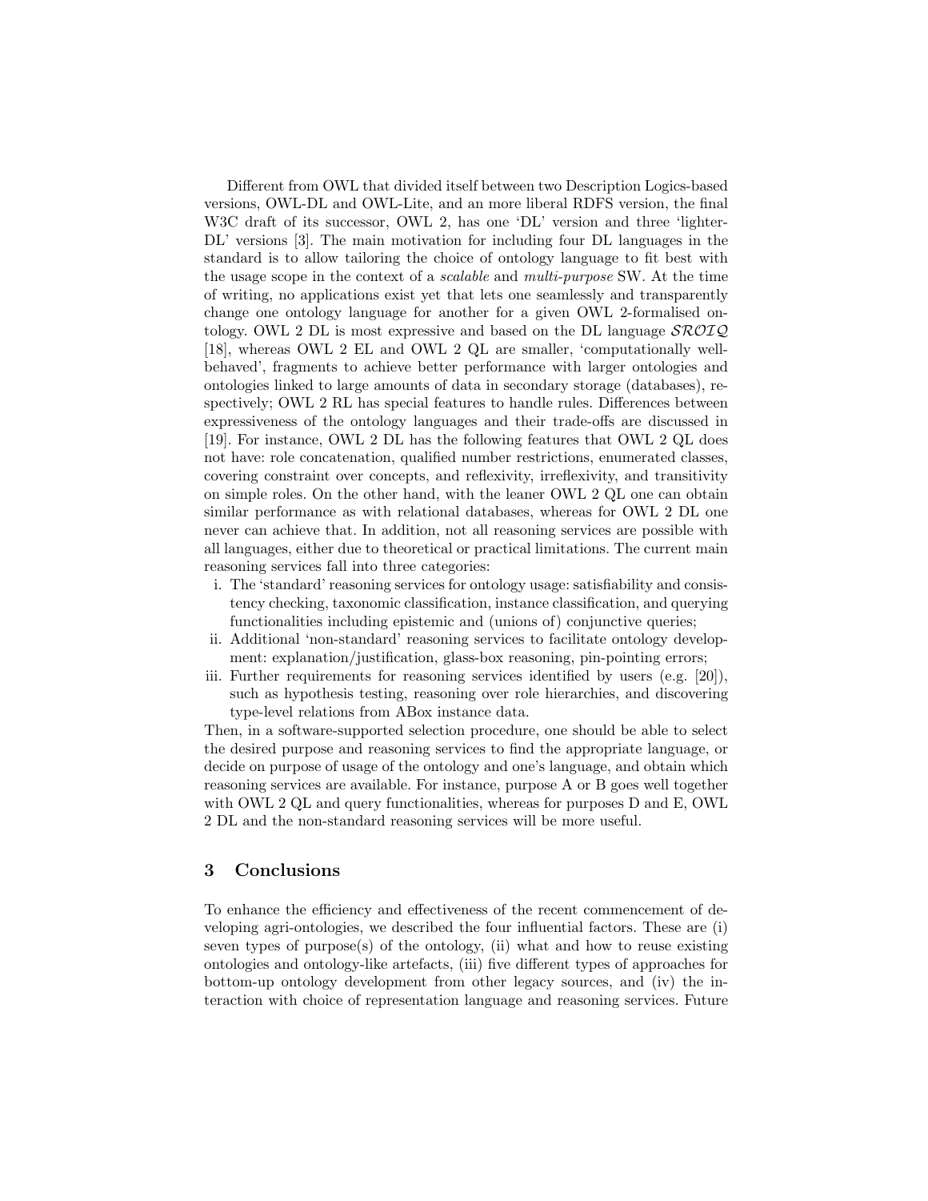Different from OWL that divided itself between two Description Logics-based versions, OWL-DL and OWL-Lite, and an more liberal RDFS version, the final W3C draft of its successor, OWL 2, has one 'DL' version and three 'lighter-DL' versions [3]. The main motivation for including four DL languages in the standard is to allow tailoring the choice of ontology language to fit best with the usage scope in the context of a *scalable* and *multi-purpose* SW. At the time of writing, no applications exist yet that lets one seamlessly and transparently change one ontology language for another for a given OWL 2-formalised ontology. OWL 2 DL is most expressive and based on the DL language $\mathcal{SROIQ}$ [18], whereas OWL 2 EL and OWL 2 QL are smaller, 'computationally well-behaved', fragments to achieve better performance with larger ontologies and ontologies linked to large amounts of data in secondary storage (databases), respectively; OWL 2 RL has special features to handle rules. Differences between expressiveness of the ontology languages and their trade-offs are discussed in [19]. For instance, OWL 2 DL has the following features that OWL 2 QL does not have: role concatenation, qualified number restrictions, enumerated classes, covering constraint over concepts, and reflexivity, irreflexivity, and transitivity on simple roles. On the other hand, with the leaner OWL 2 QL one can obtain similar performance as with relational databases, whereas for OWL 2 DL one never can achieve that. In addition, not all reasoning services are possible with all languages, either due to theoretical or practical limitations. The current main reasoning services fall into three categories:

i. The 'standard' reasoning services for ontology usage: satisfiability and consistency checking, taxonomic classification, instance classification, and querying functionalities including epistemic and (unions of) conjunctive queries;
ii. Additional 'non-standard' reasoning services to facilitate ontology development: explanation/justification, glass-box reasoning, pin-pointing errors;
iii. Further requirements for reasoning services identified by users (e.g. [20]), such as hypothesis testing, reasoning over role hierarchies, and discovering type-level relations from ABox instance data.

Then, in a software-supported selection procedure, one should be able to select the desired purpose and reasoning services to find the appropriate language, or decide on purpose of usage of the ontology and one's language, and obtain which reasoning services are available. For instance, purpose A or B goes well together with OWL 2 QL and query functionalities, whereas for purposes D and E, OWL 2 DL and the non-standard reasoning services will be more useful.

## 3 Conclusions

To enhance the efficiency and effectiveness of the recent commencement of developing agri-ontologies, we described the four influential factors. These are (i) seven types of purpose(s) of the ontology, (ii) what and how to reuse existing ontologies and ontology-like artefacts, (iii) five different types of approaches for bottom-up ontology development from other legacy sources, and (iv) the interaction with choice of representation language and reasoning services. Future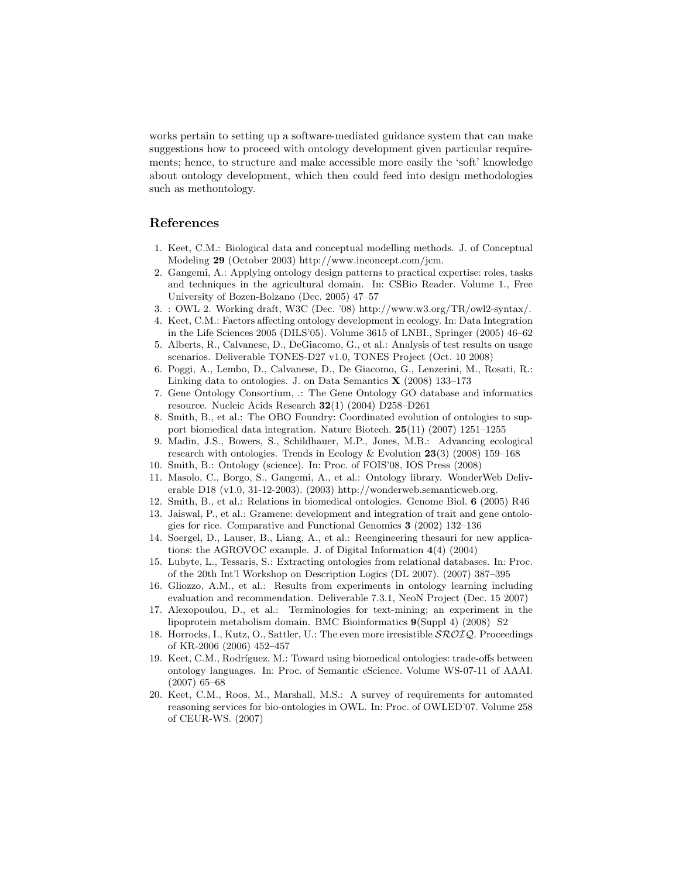works pertain to setting up a software-mediated guidance system that can make suggestions how to proceed with ontology development given particular requirements; hence, to structure and make accessible more easily the 'soft' knowledge about ontology development, which then could feed into design methodologies such as methontology.

## References

1. Keet, C.M.: Biological data and conceptual modelling methods. J. of Conceptual Modeling **29** (October 2003) http://www.inconcept.com/jcm.
2. Gangemi, A.: Applying ontology design patterns to practical expertise: roles, tasks and techniques in the agricultural domain. In: CSBio Reader. Volume 1., Free University of Bozen-Bolzano (Dec. 2005) 47–57
3. : OWL 2. Working draft, W3C (Dec. '08) http://www.w3.org/TR/owl2-syntax/.
4. Keet, C.M.: Factors affecting ontology development in ecology. In: Data Integration in the Life Sciences 2005 (DILS'05). Volume 3615 of LNBI., Springer (2005) 46–62
5. Alberts, R., Calvanese, D., DeGiacomo, G., et al.: Analysis of test results on usage scenarios. Deliverable TONES-D27 v1.0, TONES Project (Oct. 10 2008)
6. Poggi, A., Lembo, D., Calvanese, D., De Giacomo, G., Lenzerini, M., Rosati, R.: Linking data to ontologies. J. on Data Semantics **X** (2008) 133–173
7. Gene Ontology Consortium, .: The Gene Ontology GO database and informatics resource. Nucleic Acids Research **32**(1) (2004) D258–D261
8. Smith, B., et al.: The OBO Foundry: Coordinated evolution of ontologies to support biomedical data integration. Nature Biotech. **25**(11) (2007) 1251–1255
9. Madin, J.S., Bowers, S., Schildhauer, M.P., Jones, M.B.: Advancing ecological research with ontologies. Trends in Ecology & Evolution **23**(3) (2008) 159–168
10. Smith, B.: Ontology (science). In: Proc. of FOIS'08, IOS Press (2008)
11. Masolo, C., Borgo, S., Gangemi, A., et al.: Ontology library. WonderWeb Deliverable D18 (v1.0, 31-12-2003). (2003) http://wonderweb.semanticweb.org.
12. Smith, B., et al.: Relations in biomedical ontologies. Genome Biol. **6** (2005) R46
13. Jaiswal, P., et al.: Gramene: development and integration of trait and gene ontologies for rice. Comparative and Functional Genomics **3** (2002) 132–136
14. Soergel, D., Lauser, B., Liang, A., et al.: Reengineering thesauri for new applications: the AGROVOC example. J. of Digital Information **4**(4) (2004)
15. Lubyte, L., Tessaris, S.: Extracting ontologies from relational databases. In: Proc. of the 20th Int'l Workshop on Description Logics (DL 2007). (2007) 387–395
16. Gliozzo, A.M., et al.: Results from experiments in ontology learning including evaluation and recommendation. Deliverable 7.3.1, NeoN Project (Dec. 15 2007)
17. Alexopoulou, D., et al.: Terminologies for text-mining; an experiment in the lipoprotein metabolism domain. BMC Bioinformatics **9**(Suppl 4) (2008) S2
18. Horrocks, I., Kutz, O., Sattler, U.: The even more irresistible $\mathcal{SROIQ}$. Proceedings of KR-2006 (2006) 452–457
19. Keet, C.M., Rodríguez, M.: Toward using biomedical ontologies: trade-offs between ontology languages. In: Proc. of Semantic eScience. Volume WS-07-11 of AAAI. (2007) 65–68
20. Keet, C.M., Roos, M., Marshall, M.S.: A survey of requirements for automated reasoning services for bio-ontologies in OWL. In: Proc. of OWLED'07. Volume 258 of CEUR-WS. (2007)